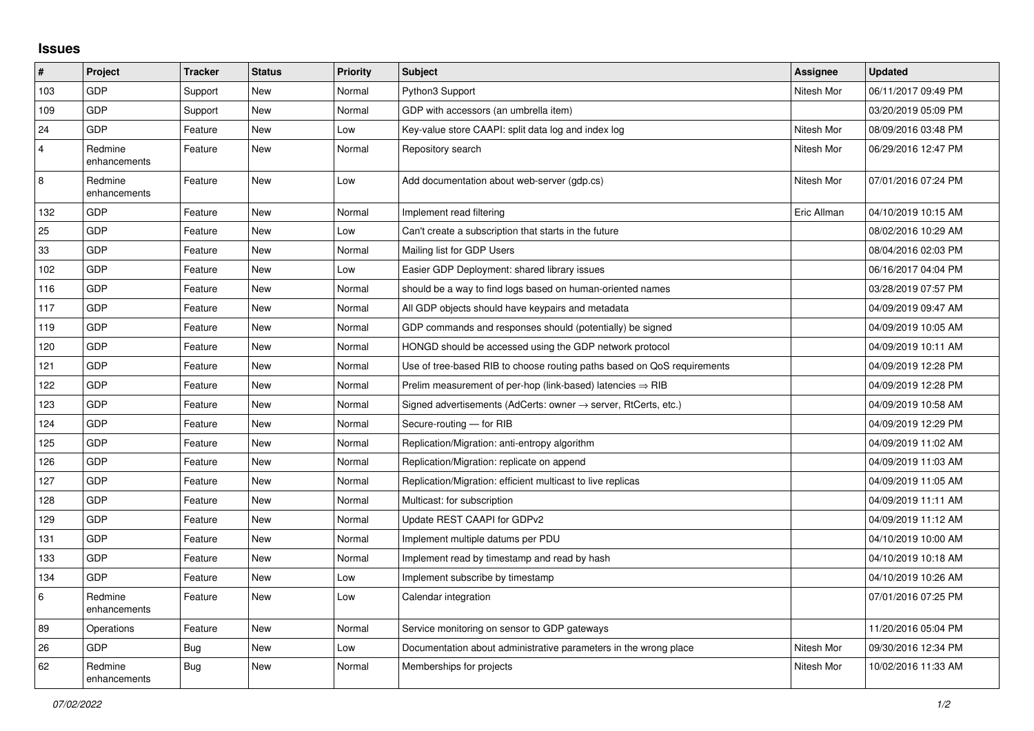## Issues

| # | Project | Tracker | Status | Priority | Subject | Assignee | Updated |
|---|---|---|---|---|---|---|---|
| 103 | GDP | Support | New | Normal | Python3 Support | Nitesh Mor | 06/11/2017 09:49 PM |
| 109 | GDP | Support | New | Normal | GDP with accessors (an umbrella item) | | 03/20/2019 05:09 PM |
| 24 | GDP | Feature | New | Low | Key-value store CAAPI: split data log and index log | Nitesh Mor | 08/09/2016 03:48 PM |
| 4 | Redmine enhancements | Feature | New | Normal | Repository search | Nitesh Mor | 06/29/2016 12:47 PM |
| 8 | Redmine enhancements | Feature | New | Low | Add documentation about web-server (gdp.cs) | Nitesh Mor | 07/01/2016 07:24 PM |
| 132 | GDP | Feature | New | Normal | Implement read filtering | Eric Allman | 04/10/2019 10:15 AM |
| 25 | GDP | Feature | New | Low | Can't create a subscription that starts in the future | | 08/02/2016 10:29 AM |
| 33 | GDP | Feature | New | Normal | Mailing list for GDP Users | | 08/04/2016 02:03 PM |
| 102 | GDP | Feature | New | Low | Easier GDP Deployment: shared library issues | | 06/16/2017 04:04 PM |
| 116 | GDP | Feature | New | Normal | should be a way to find logs based on human-oriented names | | 03/28/2019 07:57 PM |
| 117 | GDP | Feature | New | Normal | All GDP objects should have keypairs and metadata | | 04/09/2019 09:47 AM |
| 119 | GDP | Feature | New | Normal | GDP commands and responses should (potentially) be signed | | 04/09/2019 10:05 AM |
| 120 | GDP | Feature | New | Normal | HONGD should be accessed using the GDP network protocol | | 04/09/2019 10:11 AM |
| 121 | GDP | Feature | New | Normal | Use of tree-based RIB to choose routing paths based on QoS requirements | | 04/09/2019 12:28 PM |
| 122 | GDP | Feature | New | Normal | Prelim measurement of per-hop (link-based) latencies ⇒ RIB | | 04/09/2019 12:28 PM |
| 123 | GDP | Feature | New | Normal | Signed advertisements (AdCerts: owner → server, RtCerts, etc.) | | 04/09/2019 10:58 AM |
| 124 | GDP | Feature | New | Normal | Secure-routing — for RIB | | 04/09/2019 12:29 PM |
| 125 | GDP | Feature | New | Normal | Replication/Migration: anti-entropy algorithm | | 04/09/2019 11:02 AM |
| 126 | GDP | Feature | New | Normal | Replication/Migration: replicate on append | | 04/09/2019 11:03 AM |
| 127 | GDP | Feature | New | Normal | Replication/Migration: efficient multicast to live replicas | | 04/09/2019 11:05 AM |
| 128 | GDP | Feature | New | Normal | Multicast: for subscription | | 04/09/2019 11:11 AM |
| 129 | GDP | Feature | New | Normal | Update REST CAAPI for GDPv2 | | 04/09/2019 11:12 AM |
| 131 | GDP | Feature | New | Normal | Implement multiple datums per PDU | | 04/10/2019 10:00 AM |
| 133 | GDP | Feature | New | Normal | Implement read by timestamp and read by hash | | 04/10/2019 10:18 AM |
| 134 | GDP | Feature | New | Low | Implement subscribe by timestamp | | 04/10/2019 10:26 AM |
| 6 | Redmine enhancements | Feature | New | Low | Calendar integration | | 07/01/2016 07:25 PM |
| 89 | Operations | Feature | New | Normal | Service monitoring on sensor to GDP gateways | | 11/20/2016 05:04 PM |
| 26 | GDP | Bug | New | Low | Documentation about administrative parameters in the wrong place | Nitesh Mor | 09/30/2016 12:34 PM |
| 62 | Redmine enhancements | Bug | New | Normal | Memberships for projects | Nitesh Mor | 10/02/2016 11:33 AM |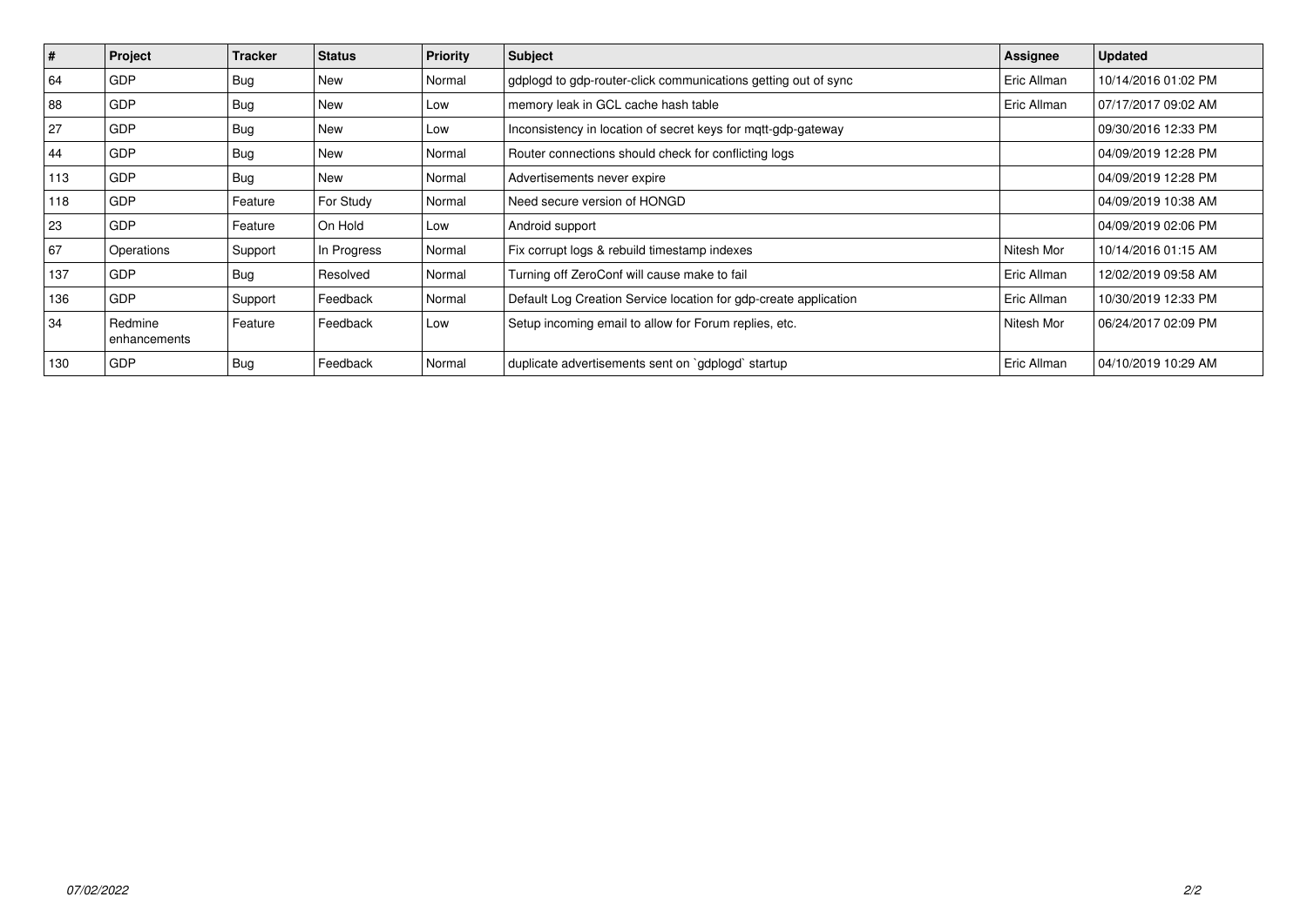| # | Project | Tracker | Status | Priority | Subject | Assignee | Updated |
|---|---|---|---|---|---|---|---|
| 64 | GDP | Bug | New | Normal | gdplogd to gdp-router-click communications getting out of sync | Eric Allman | 10/14/2016 01:02 PM |
| 88 | GDP | Bug | New | Low | memory leak in GCL cache hash table | Eric Allman | 07/17/2017 09:02 AM |
| 27 | GDP | Bug | New | Low | Inconsistency in location of secret keys for mqtt-gdp-gateway | | 09/30/2016 12:33 PM |
| 44 | GDP | Bug | New | Normal | Router connections should check for conflicting logs | | 04/09/2019 12:28 PM |
| 113 | GDP | Bug | New | Normal | Advertisements never expire | | 04/09/2019 12:28 PM |
| 118 | GDP | Feature | For Study | Normal | Need secure version of HONGD | | 04/09/2019 10:38 AM |
| 23 | GDP | Feature | On Hold | Low | Android support | | 04/09/2019 02:06 PM |
| 67 | Operations | Support | In Progress | Normal | Fix corrupt logs & rebuild timestamp indexes | Nitesh Mor | 10/14/2016 01:15 AM |
| 137 | GDP | Bug | Resolved | Normal | Turning off ZeroConf will cause make to fail | Eric Allman | 12/02/2019 09:58 AM |
| 136 | GDP | Support | Feedback | Normal | Default Log Creation Service location for gdp-create application | Eric Allman | 10/30/2019 12:33 PM |
| 34 | Redmine enhancements | Feature | Feedback | Low | Setup incoming email to allow for Forum replies, etc. | Nitesh Mor | 06/24/2017 02:09 PM |
| 130 | GDP | Bug | Feedback | Normal | duplicate advertisements sent on `gdplogd` startup | Eric Allman | 04/10/2019 10:29 AM |

*07/02/2022*